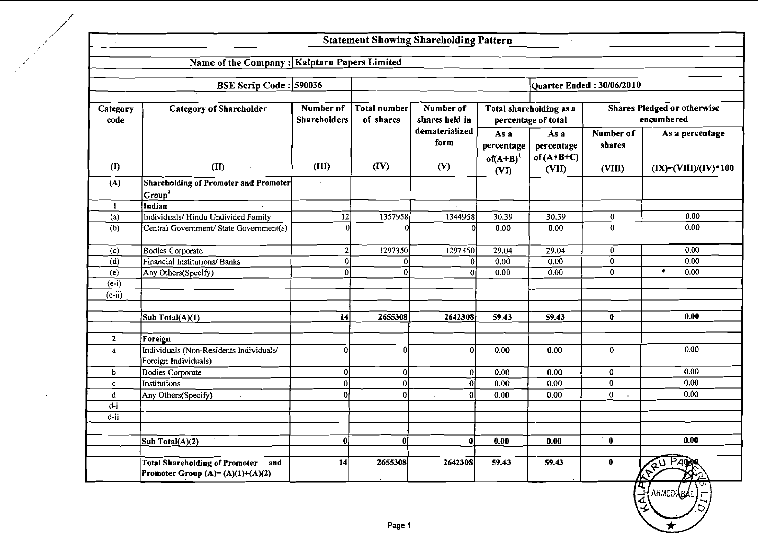# Statement Showing Shareholding Pattern

**Name of the Company : Kalptaru Papers Limited**

**BSE Scrip Code : 590036** | **Quarter Ended : 30/06/2010**

| Category code | Category of Shareholder | Number of Shareholders | Total number of shares | Number of shares held in dematerialized form | Total shareholding as a percentage of total | | Shares Pledged or otherwise encumbered | |
|---|---|---|---|---|---|---|---|---|
| | | | | | As a percentage of(A+B)[1] | As a percentage of (A+B+C) | Number of shares | As a percentage |
| (I) | (II) | (III) | (IV) | (V) | (VI) | (VII) | (VIII) | (IX)=(VIII)/(IV)*100 |
| (A) | **Shareholding of Promoter and Promoter Group[2]** | | | | | | | |
| 1 | **Indian** | | | | | | | |
| (a) | Individuals/ Hindu Undivided Family | 12 | 1357958 | 1344958 | 30.39 | 30.39 | 0 | 0.00 |
| (b) | Central Government/ State Government(s) | 0 | 0 | 0 | 0.00 | 0.00 | 0 | 0.00 |
| (c) | Bodies Corporate | 2 | 1297350 | 1297350 | 29.04 | 29.04 | 0 | 0.00 |
| (d) | Financial Institutions/ Banks | 0 | 0 | 0 | 0.00 | 0.00 | 0 | 0.00 |
| (e) | Any Others(Specify) | 0 | 0 | 0 | 0.00 | 0.00 | 0 | 0.00 |
| (e-i) | | | | | | | | |
| (e-ii) | | | | | | | | |
| | | | | | | | | |
| | **Sub Total(A)(1)** | **14** | **2655308** | **2642308** | **59.43** | **59.43** | **0** | **0.00** |
| | | | | | | | | |
| 2 | **Foreign** | | | | | | | |
| a | Individuals (Non-Residents Individuals/ Foreign Individuals) | 0 | 0 | 0 | 0.00 | 0.00 | 0 | 0.00 |
| b | Bodies Corporate | 0 | 0 | 0 | 0.00 | 0.00 | 0 | 0.00 |
| c | Institutions | 0 | 0 | 0 | 0.00 | 0.00 | 0 | 0.00 |
| d | Any Others(Specify) | 0 | 0 | 0 | 0.00 | 0.00 | 0 | 0.00 |
| d-i | | | | | | | | |
| d-ii | | | | | | | | |
| | | | | | | | | |
| | **Sub Total(A)(2)** | **0** | **0** | **0** | **0.00** | **0.00** | **0** | **0.00** |
| | | | | | | | | |
| | **Total Shareholding of Promoter and Promoter Group (A)= (A)(1)+(A)(2)** | **14** | **2655308** | **2642308** | **59.43** | **59.43** | **0** | **0.00** |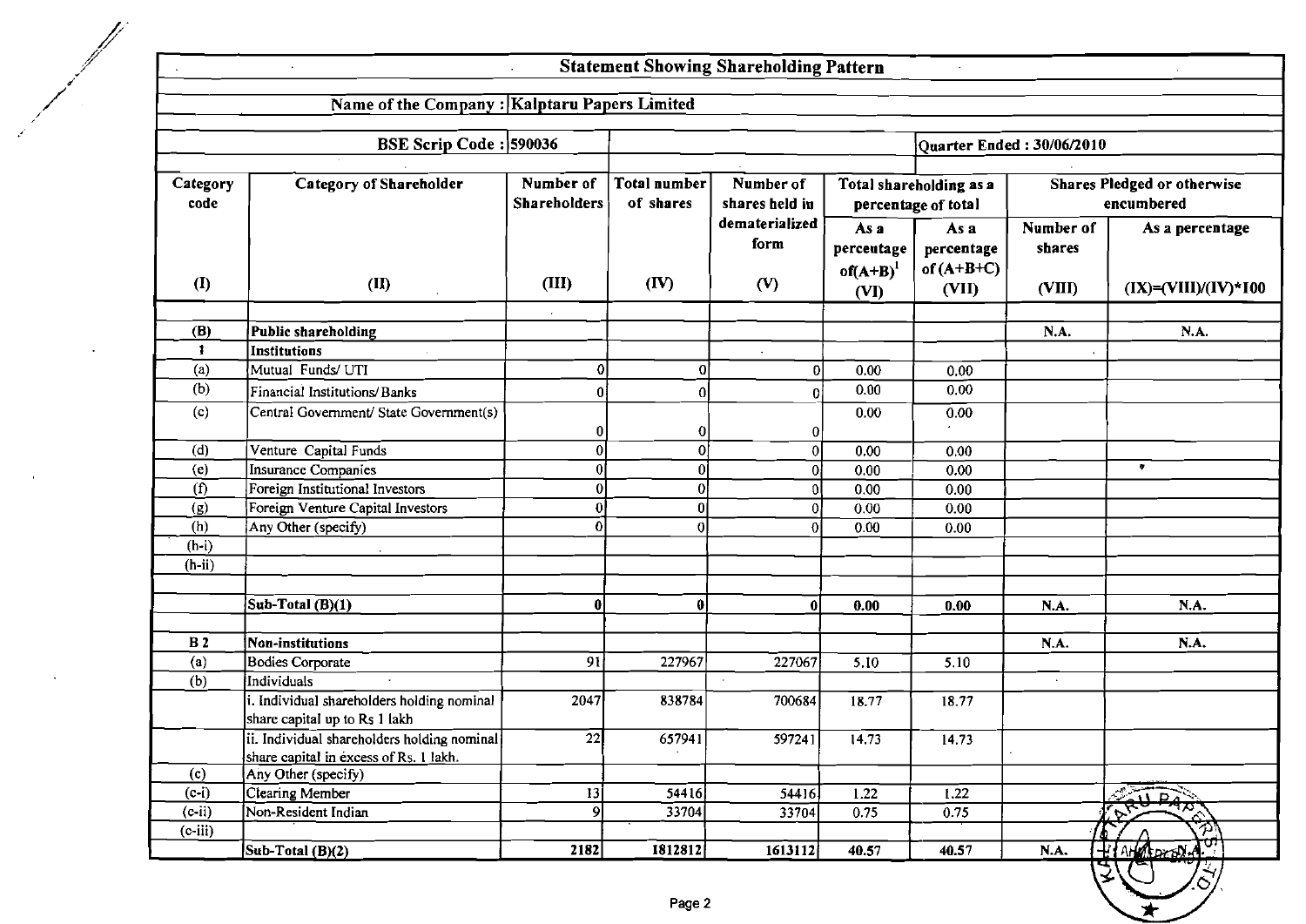## Statement Showing Shareholding Pattern

**Name of the Company :** Kalptaru Papers Limited

**BSE Scrip Code :** 590036

**Quarter Ended :** 30/06/2010

| Category code | Category of Shareholder | Number of Shareholders | Total number of shares | Number of shares held in dematerialized form | Total shareholding as a percentage of total | | Shares Pledged or otherwise encumbered | |
|---|---|---|---|---|---|---|---|---|
| | | | | | As a percentage of(A+B)[1] | As a percentage of (A+B+C) | Number of shares | As a percentage |
| (I) | (II) | (III) | (IV) | (V) | (VI) | (VII) | (VIII) | (IX)=(VIII)/(IV)*100 |
| (B) | **Public shareholding** | | | | | | N.A. | N.A. |
| 1 | **Institutions** | | | | | | | |
| (a) | Mutual Funds/ UTI | 0 | 0 | 0 | 0.00 | 0.00 | | |
| (b) | Financial Institutions/ Banks | 0 | 0 | 0 | 0.00 | 0.00 | | |
| (c) | Central Government/ State Government(s) | 0 | 0 | 0 | 0.00 | 0.00 | | |
| (d) | Venture Capital Funds | 0 | 0 | 0 | 0.00 | 0.00 | | |
| (e) | Insurance Companies | 0 | 0 | 0 | 0.00 | 0.00 | | |
| (f) | Foreign Institutional Investors | 0 | 0 | 0 | 0.00 | 0.00 | | |
| (g) | Foreign Venture Capital Investors | 0 | 0 | 0 | 0.00 | 0.00 | | |
| (h) | Any Other (specify) | 0 | 0 | 0 | 0.00 | 0.00 | | |
| (h-i) | | | | | | | | |
| (h-ii) | | | | | | | | |
| | **Sub-Total (B)(1)** | **0** | **0** | **0** | **0.00** | **0.00** | **N.A.** | **N.A.** |
| **B 2** | **Non-institutions** | | | | | | **N.A.** | **N.A.** |
| (a) | Bodies Corporate | 91 | 227967 | 227067 | 5.10 | 5.10 | | |
| (b) | Individuals | | | | | | | |
| | i. Individual shareholders holding nominal share capital up to Rs 1 lakh | 2047 | 838784 | 700684 | 18.77 | 18.77 | | |
| | ii. Individual shareholders holding nominal share capital in excess of Rs. 1 lakh. | 22 | 657941 | 597241 | 14.73 | 14.73 | | |
| (c) | Any Other (specify) | | | | | | | |
| (c-i) | Clearing Member | 13 | 54416 | 54416 | 1.22 | 1.22 | | |
| (c-ii) | Non-Resident Indian | 9 | 33704 | 33704 | 0.75 | 0.75 | | |
| (c-iii) | | | | | | | | |
| | **Sub-Total (B)(2)** | **2182** | **1812812** | **1613112** | **40.57** | **40.57** | **N.A.** | **N.A.** |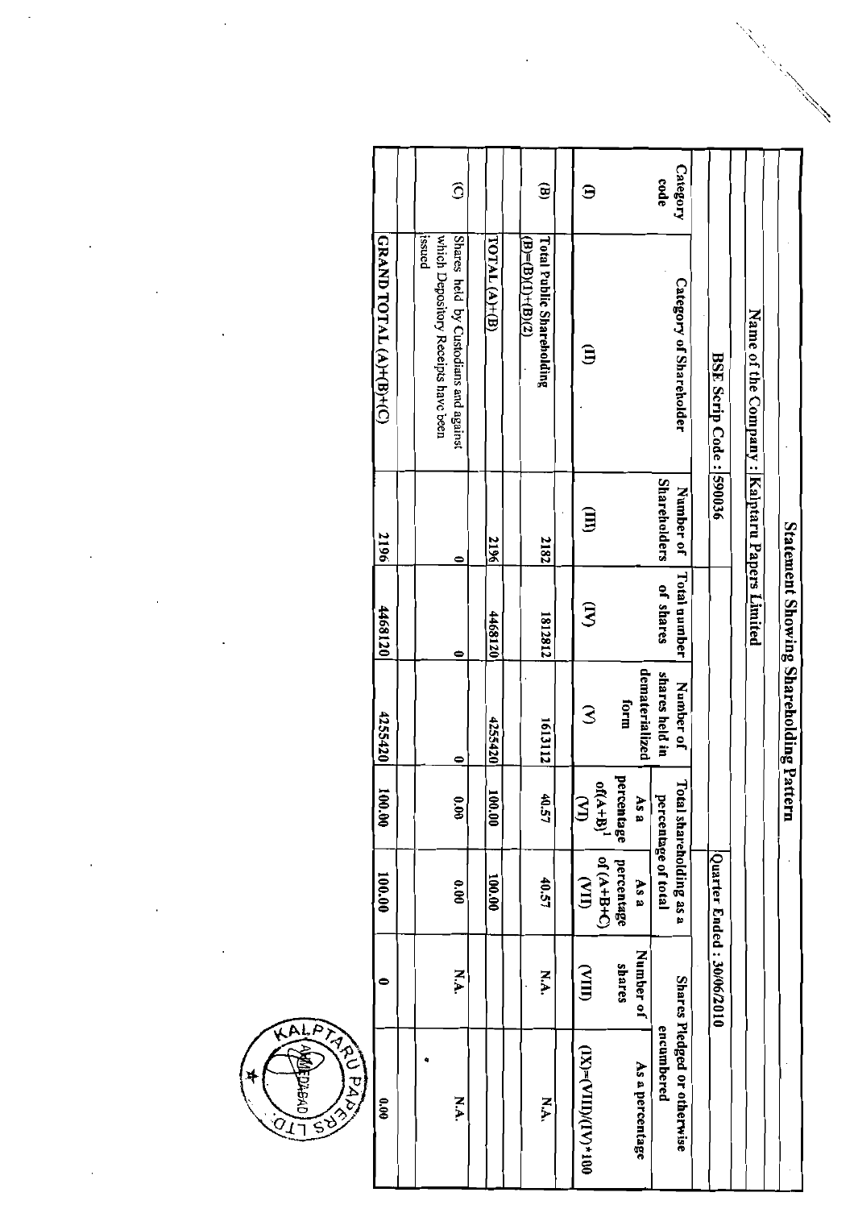# Statement Showing Shareholding Pattern

Name of the Company : Kalptaru Papers Limited

BSE Scrip Code : 590036 | Quarter Ended : 30/06/2010

| Category code | Category of Shareholder | Number of Shareholders | Total number of shares | Number of shares held in dematerialized form | Total shareholding as a percentage of total | | Shares Pledged or otherwise encumbered | |
|---|---|---|---|---|---|---|---|---|
| | | | | | As a percentage of(A+B)[1] | As a percentage of (A+B+C) | Number of shares | As a percentage |
| (I) | (II) | (III) | (IV) | (V) | (VI) | (VII) | (VIII) | (IX)=(VIII)/(IV)*100 |
| (B) | Total Public Shareholding (B)=(B)(1)+(B)(2) | 2182 | 1812812 | 1613112 | 40.57 | 40.57 | N.A. | N.A. |
| | TOTAL (A)+(B) | 2196 | 4468120 | 4255420 | 100.00 | 100.00 | | |
| (C) | Shares held by Custodians and against which Depository Receipts have been issued | 0 | 0 | 0 | 0.00 | 0.00 | N.A. | N.A. |
| | GRAND TOTAL (A)+(B)+(C) | 2196 | 4468120 | 4255420 | 100.00 | 100.00 | 0 | 0.00 |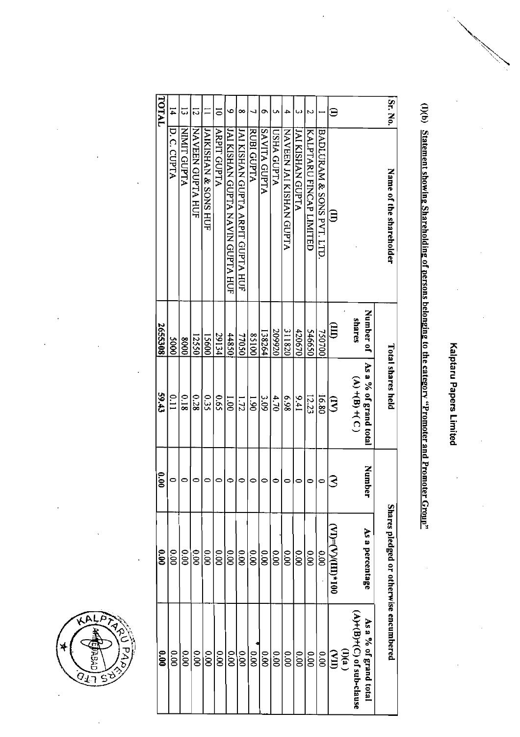# Kalptaru Papers Limited

**(I)(b) Statement showing Shareholding of persons belonging to the category "Promoter and Promoter Group"**

| Sr. No. | Name of the shareholder | Total shares held | | Shares pledged or otherwise encumbered | | |
|---|---|---|---|---|---|---|
| | | Number of shares | As a % of grand total (A) +(B) +( C ) | Number | As a percentage | As a % of grand total (A)+(B)+(C) of sub-clause (I)(a ) |
| (I) | (II) | (III) | (IV) | (V) | (VI)=(V)/(III)*100 | (VII) |
| 1 | BADLURAM & SONS PVT. LTD. | 750700 | 16.80 | 0 | 0.00 | 0.00 |
| 2 | KALPTARU FINCAP LIMITED | 546650 | 12.23 | 0 | 0.00 | 0.00 |
| 3 | JAI KISHAN GUPTA | 420670 | 9.41 | 0 | 0.00 | 0.00 |
| 4 | NAVEEN JAI KISHAN GUPTA | 311820 | 6.98 | 0 | 0.00 | 0.00 |
| 5 | USHA GUPTA | 209920 | 4.70 | 0 | 0.00 | 0.00 |
| 6 | SAVITA GUPTA | 138264 | 3.09 | 0 | 0.00 | 0.00 |
| 7 | RUBI GUPTA | 85100 | 1.90 | 0 | 0.00 | 0.00 |
| 8 | JAI KISHAN GUPTA ARPIT GUPTA HUF | 77050 | 1.72 | 0 | 0.00 | 0.00 |
| 9 | JAI KISHAN GUPTA NAVIN GUPTA HUF | 44850 | 1.00 | 0 | 0.00 | 0.00 |
| 10 | ARPIT GUPTA | 29134 | 0.65 | 0 | 0.00 | 0.00 |
| 11 | JAIKISHAN & SONS HUF | 15600 | 0.35 | 0 | 0.00 | 0.00 |
| 12 | NAVEEN GUPTA HUF | 12550 | 0.28 | 0 | 0.00 | 0.00 |
| 13 | NIMIT GUPTA | 8000 | 0.18 | 0 | 0.00 | 0.00 |
| 14 | D. C. GUPTA | 5000 | 0.11 | 0 | 0.00 | 0.00 |
| **TOTAL** | | **2655308** | **59.43** | **0.00** | **0.00** | **0.00** |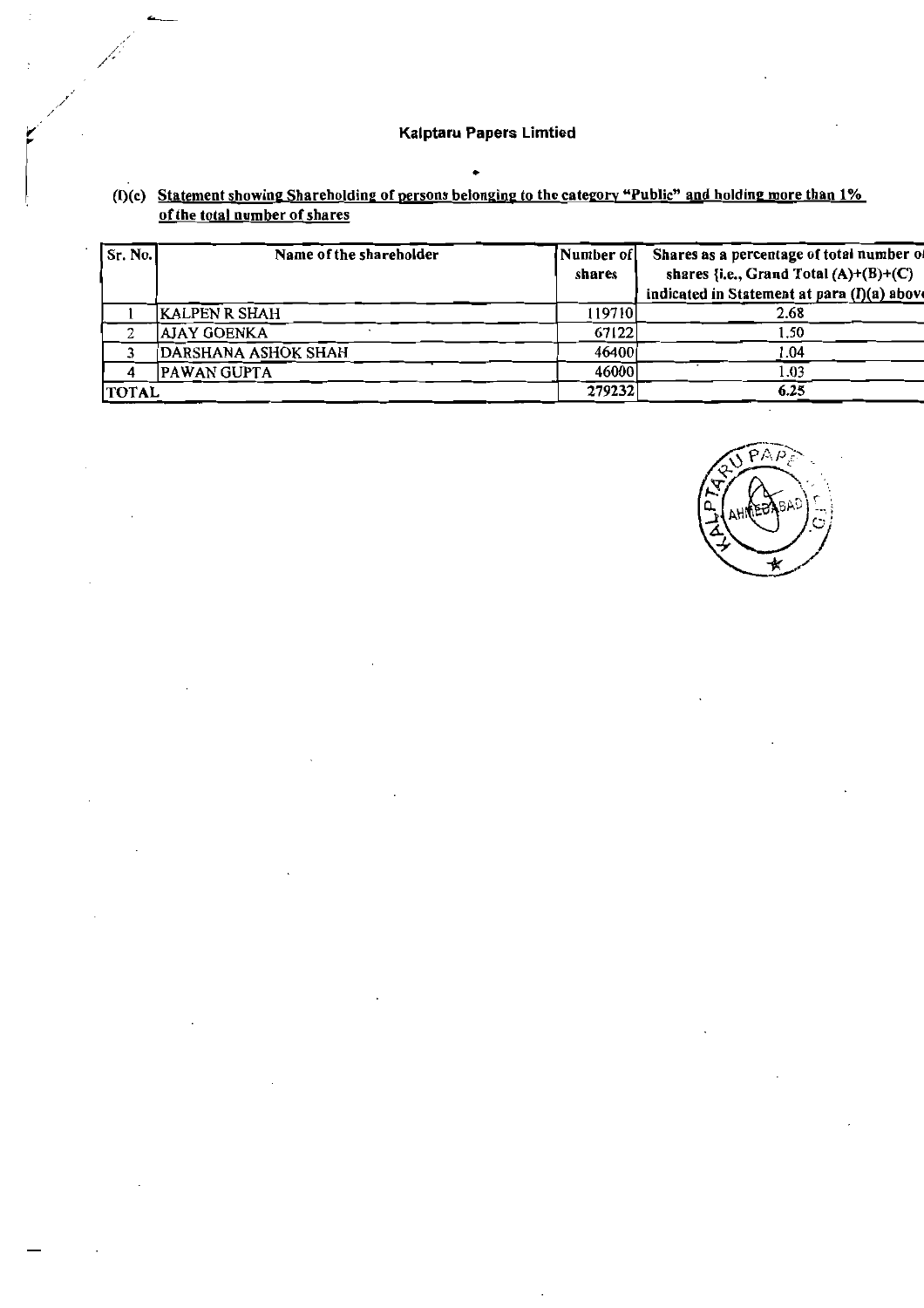**Kalptaru Papers Limtied**

**(I)(c) Statement showing Shareholding of persons belonging to the category "Public" and holding more than 1% of the total number of shares**

| Sr. No. | Name of the shareholder | Number of shares | Shares as a percentage of total number of shares {i.e., Grand Total (A)+(B)+(C) indicated in Statement at para (I)(a) above |
|---|---|---|---|
| 1 | KALPEN R SHAH | 119710 | 2.68 |
| 2 | AJAY GOENKA | 67122 | 1.50 |
| 3 | DARSHANA ASHOK SHAH | 46400 | 1.04 |
| 4 | PAWAN GUPTA | 46000 | 1.03 |
| TOTAL | | 279232 | 6.25 |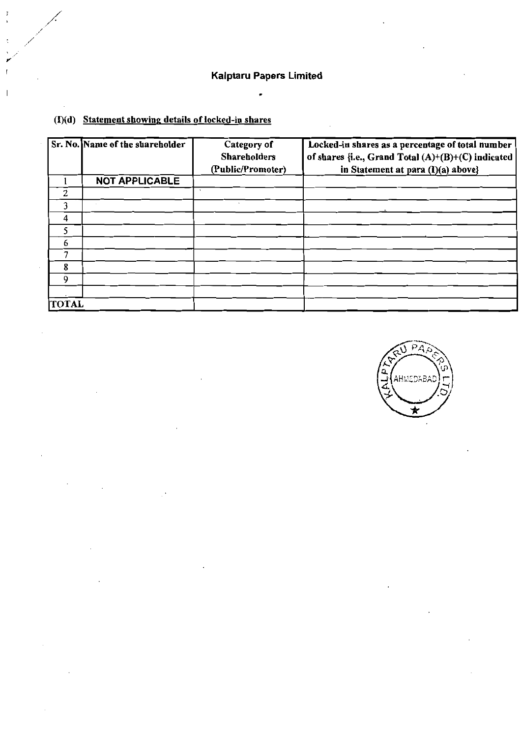# Kalptaru Papers Limited

## (I)(d) Statement showing details of locked-in shares

| Sr. No. | Name of the shareholder | Category of Shareholders (Public/Promoter) | Locked-in shares as a percentage of total number of shares {i.e., Grand Total (A)+(B)+(C) indicated in Statement at para (I)(a) above} |
|---|---|---|---|
| 1 | NOT APPLICABLE | | |
| 2 | | | |
| 3 | | | |
| 4 | | | |
| 5 | | | |
| 6 | | | |
| 7 | | | |
| 8 | | | |
| 9 | | | |
| | | | |
| TOTAL | | | |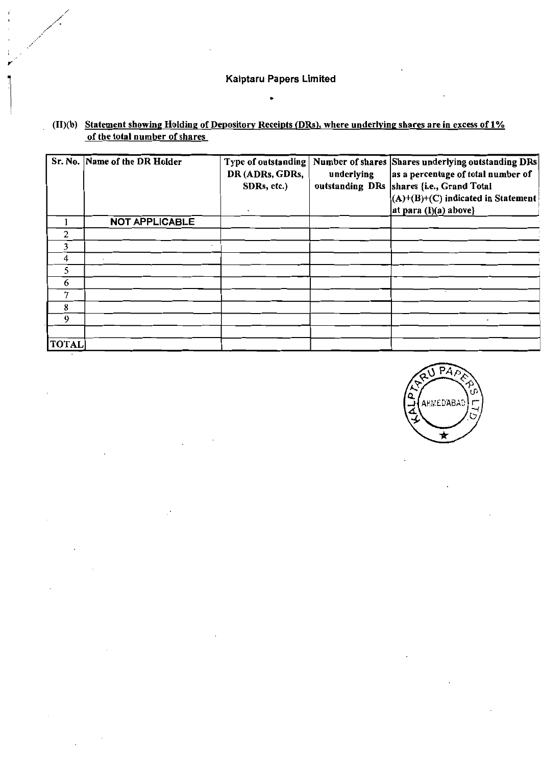## Kalptaru Papers Limited

**(II)(b) Statement showing Holding of Depository Receipts (DRs), where underlying shares are in excess of 1% of the total number of shares**

| Sr. No. | Name of the DR Holder | Type of outstanding DR (ADRs, GDRs, SDRs, etc.) | Number of shares underlying outstanding DRs | Shares underlying outstanding DRs as a percentage of total number of shares {i.e., Grand Total (A)+(B)+(C) indicated in Statement at para (I)(a) above} |
|---|---|---|---|---|
| 1 | NOT APPLICABLE | | | |
| 2 | | | | |
| 3 | | | | |
| 4 | | | | |
| 5 | | | | |
| 6 | | | | |
| 7 | | | | |
| 8 | | | | |
| 9 | | | | |
| | | | | |
| TOTAL | | | | |

KALPTARU PAPERS LTD. AHMEDABAD